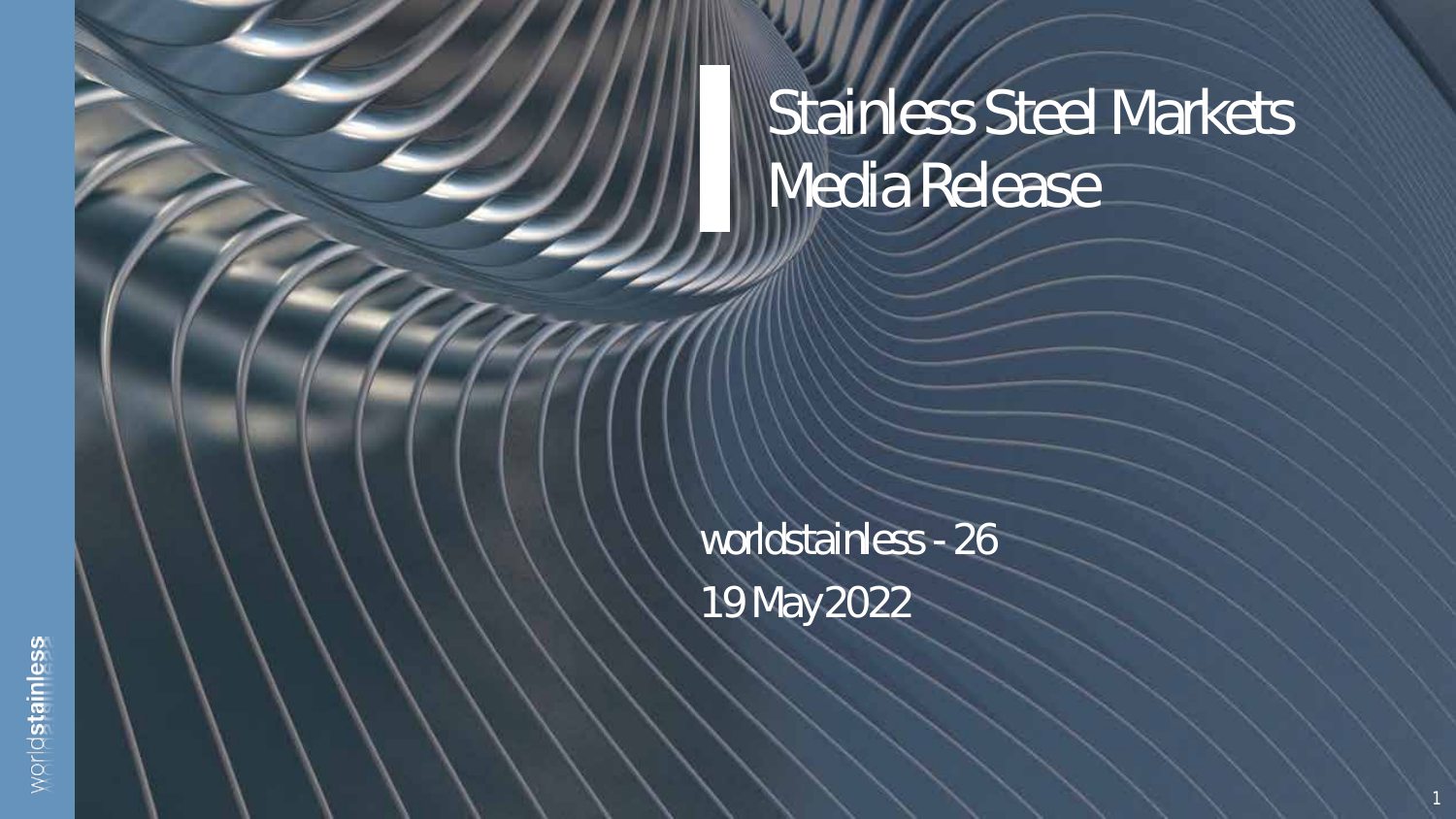# Stainless Steel Markets Media Release

worldstainless - 26

19 May 2022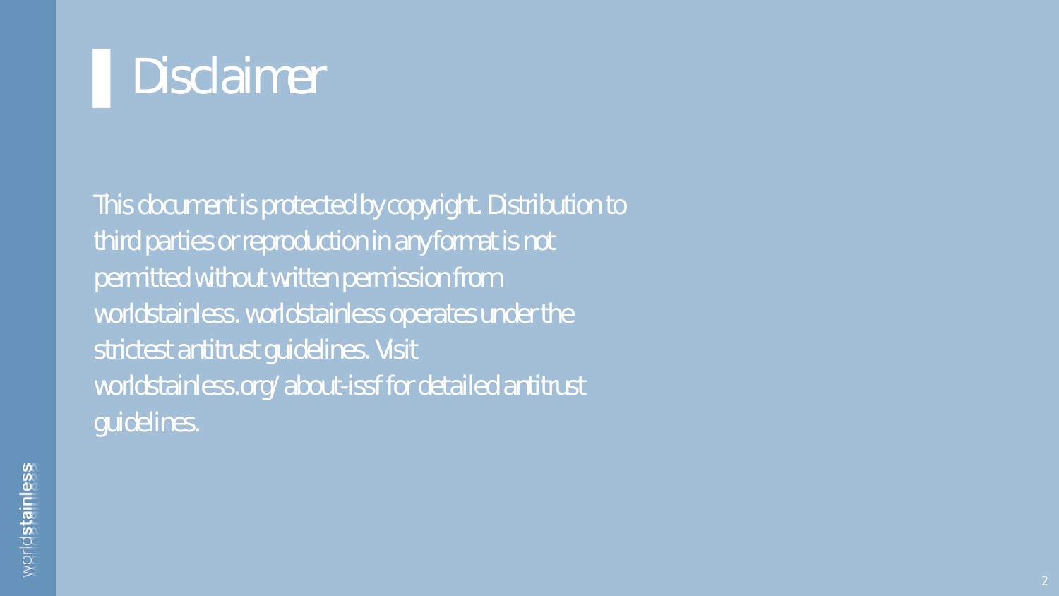# Disclaimer

This document is protected by copyright. Distribution to third parties or reproduction in any format is not permitted without written permission from worldstainless. worldstainless operates under the strictest antitrust guidelines. Visit worldstainless.org/about-issf for detailed antitrust guidelines.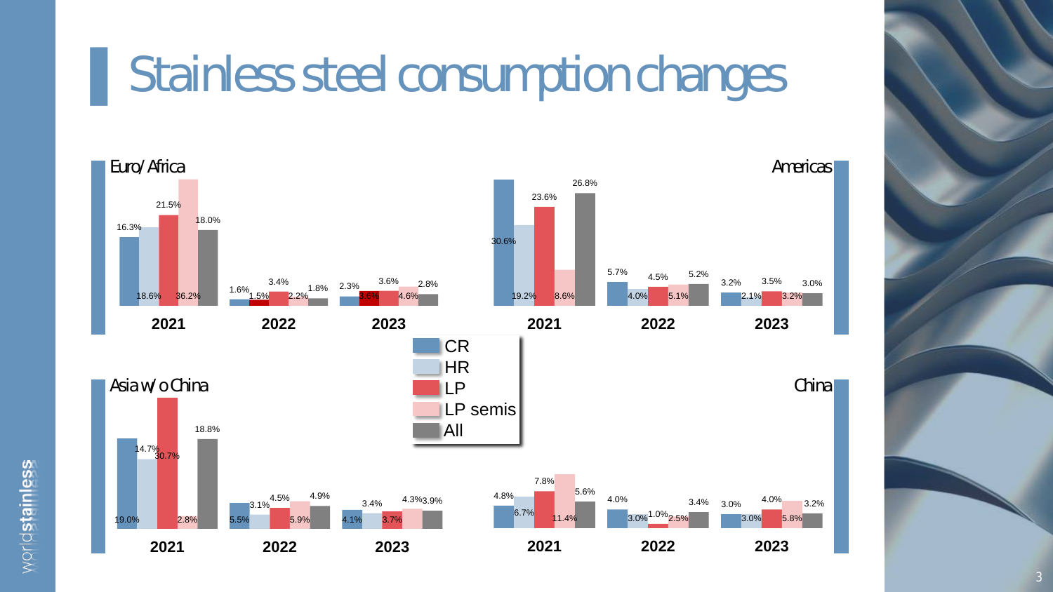# Stainless steel consumption changes

**Euro/Africa**

| Year | CR | HR | LP | LP semis | All |
|---|---|---|---|---|---|
| 2021 | 16.3% | 18.6% | 21.5% | 36.2% | 18.0% |
| 2022 | 1.6% | 1.5% | 3.4% | 2.2% | 1.8% |
| 2023 | 2.3% | 3.6% | 3.6% | 4.6% | 2.8% |

**Americas**

| Year | CR | HR | LP | LP semis | All |
|---|---|---|---|---|---|
| 2021 | 30.6% | 19.2% | 23.6% | 8.6% | 26.8% |
| 2022 | 5.7% | 4.0% | 4.5% | 5.1% | 5.2% |
| 2023 | 3.2% | 2.1% | 3.5% | 3.2% | 3.0% |

**Asia w/o China**

| Year | CR | HR | LP | LP semis | All |
|---|---|---|---|---|---|
| 2021 | 19.0% | 14.7% | 30.7% | 2.8% | 18.8% |
| 2022 | 5.5% | 3.1% | 4.5% | 5.9% | 4.9% |
| 2023 | 4.1% | 3.4% | 3.7% | 4.3% | 3.9% |

**China**

| Year | CR | HR | LP | LP semis | All |
|---|---|---|---|---|---|
| 2021 | 4.8% | 6.7% | 7.8% | 11.4% | 5.6% |
| 2022 | 4.0% | 3.0% | 1.0% | 2.5% | 3.4% |
| 2023 | 3.0% | 3.0% | 4.0% | 5.8% | 3.2% |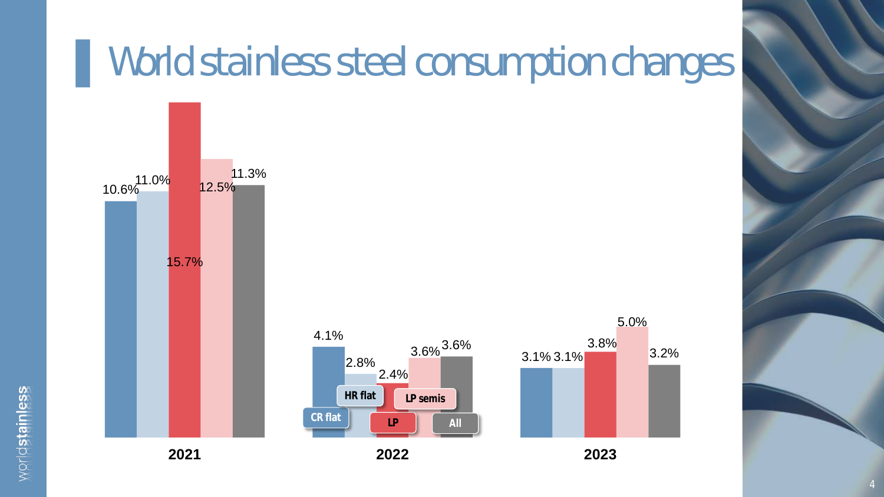# World stainless steel consumption changes

| | CR flat | HR flat | LP | LP semis | All |
|---|---|---|---|---|---|
| 2021 | 10.6% | 11.0% | 15.7% | 12.5% | 11.3% |
| 2022 | 4.1% | 2.8% | 2.4% | 3.6% | 3.6% |
| 2023 | 3.1% | 3.1% | 3.8% | 5.0% | 3.2% |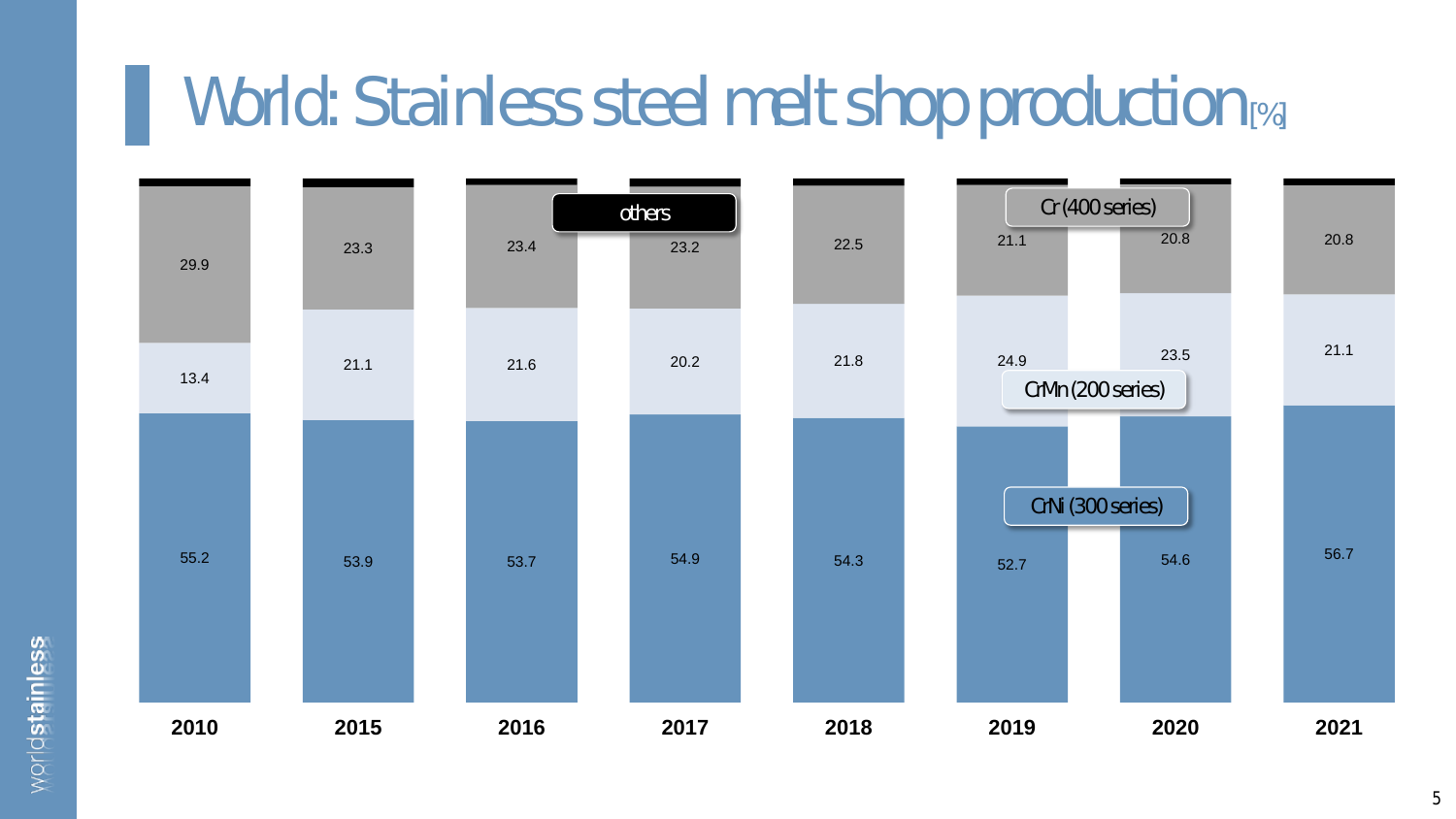# World: Stainless steel melt shop production [%]

| Series | 2010 | 2015 | 2016 | 2017 | 2018 | 2019 | 2020 | 2021 |
|---|---|---|---|---|---|---|---|---|
| others | | | | | | | | |
| Cr (400 series) | 29.9 | 23.3 | 23.4 | 23.2 | 22.5 | 21.1 | 20.8 | 20.8 |
| CrMn (200 series) | 13.4 | 21.1 | 21.6 | 20.2 | 21.8 | 24.9 | 23.5 | 21.1 |
| CrNi (300 series) | 55.2 | 53.9 | 53.7 | 54.9 | 54.3 | 52.7 | 54.6 | 56.7 |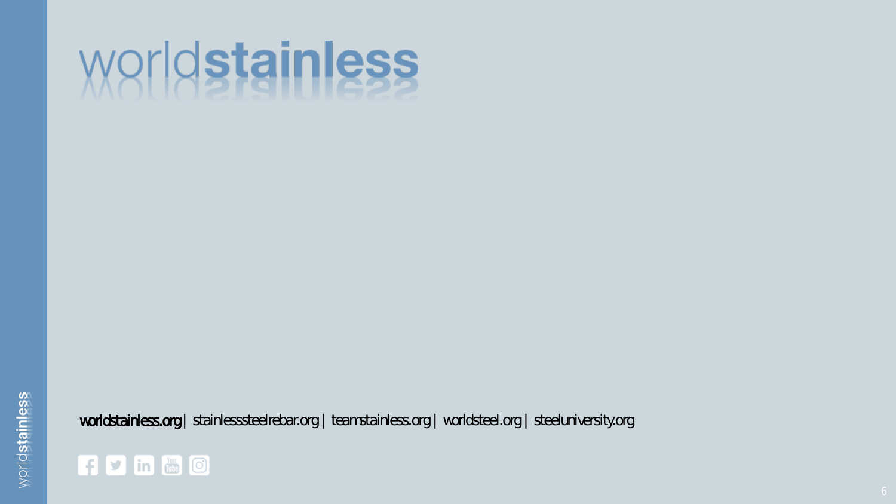# worldstainless

**worldstainless.org** | stainlesssteelrebar.org | teamstainless.org | worldsteel.org | steeluniversity.org